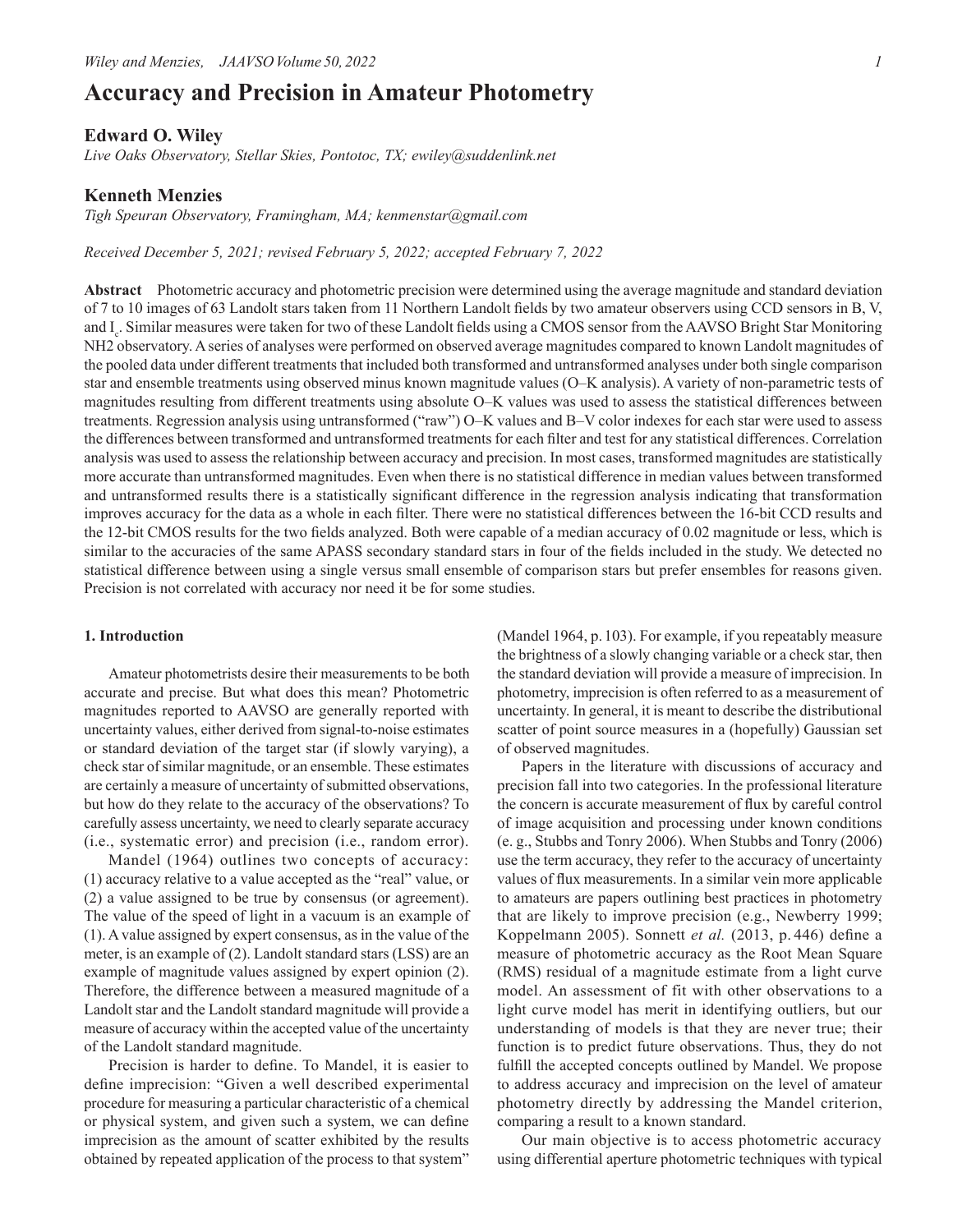# Accuracy and Precision in Amateur Photometry

## Edward O. Wiley

*Live Oaks Observatory, Stellar Skies, Pontotoc, TX; ewiley@suddenlink.net*

## Kenneth Menzies

*Tigh Speuran Observatory, Framingham, MA; kenmenstar@gmail.com*

*Received December 5, 2021; revised February 5, 2022; accepted February 7, 2022*

**Abstract** Photometric accuracy and photometric precision were determined using the average magnitude and standard deviation of 7 to 10 images of 63 Landolt stars taken from 11 Northern Landolt fields by two amateur observers using CCD sensors in B, V, and $I_c$. Similar measures were taken for two of these Landolt fields using a CMOS sensor from the AAVSO Bright Star Monitoring NH2 observatory. A series of analyses were performed on observed average magnitudes compared to known Landolt magnitudes of the pooled data under different treatments that included both transformed and untransformed analyses under both single comparison star and ensemble treatments using observed minus known magnitude values (O–K analysis). A variety of non-parametric tests of magnitudes resulting from different treatments using absolute O–K values was used to assess the statistical differences between treatments. Regression analysis using untransformed ("raw") O–K values and B–V color indexes for each star were used to assess the differences between transformed and untransformed treatments for each filter and test for any statistical differences. Correlation analysis was used to assess the relationship between accuracy and precision. In most cases, transformed magnitudes are statistically more accurate than untransformed magnitudes. Even when there is no statistical difference in median values between transformed and untransformed results there is a statistically significant difference in the regression analysis indicating that transformation improves accuracy for the data as a whole in each filter. There were no statistical differences between the 16-bit CCD results and the 12-bit CMOS results for the two fields analyzed. Both were capable of a median accuracy of 0.02 magnitude or less, which is similar to the accuracies of the same APASS secondary standard stars in four of the fields included in the study. We detected no statistical difference between using a single versus small ensemble of comparison stars but prefer ensembles for reasons given. Precision is not correlated with accuracy nor need it be for some studies.

### 1. Introduction

Amateur photometrists desire their measurements to be both accurate and precise. But what does this mean? Photometric magnitudes reported to AAVSO are generally reported with uncertainty values, either derived from signal-to-noise estimates or standard deviation of the target star (if slowly varying), a check star of similar magnitude, or an ensemble. These estimates are certainly a measure of uncertainty of submitted observations, but how do they relate to the accuracy of the observations? To carefully assess uncertainty, we need to clearly separate accuracy (i.e., systematic error) and precision (i.e., random error).

Mandel (1964) outlines two concepts of accuracy: (1) accuracy relative to a value accepted as the "real" value, or (2) a value assigned to be true by consensus (or agreement). The value of the speed of light in a vacuum is an example of (1). A value assigned by expert consensus, as in the value of the meter, is an example of (2). Landolt standard stars (LSS) are an example of magnitude values assigned by expert opinion (2). Therefore, the difference between a measured magnitude of a Landolt star and the Landolt standard magnitude will provide a measure of accuracy within the accepted value of the uncertainty of the Landolt standard magnitude.

Precision is harder to define. To Mandel, it is easier to define imprecision: "Given a well described experimental procedure for measuring a particular characteristic of a chemical or physical system, and given such a system, we can define imprecision as the amount of scatter exhibited by the results obtained by repeated application of the process to that system" (Mandel 1964, p. 103). For example, if you repeatably measure the brightness of a slowly changing variable or a check star, then the standard deviation will provide a measure of imprecision. In photometry, imprecision is often referred to as a measurement of uncertainty. In general, it is meant to describe the distributional scatter of point source measures in a (hopefully) Gaussian set of observed magnitudes.

Papers in the literature with discussions of accuracy and precision fall into two categories. In the professional literature the concern is accurate measurement of flux by careful control of image acquisition and processing under known conditions (e. g., Stubbs and Tonry 2006). When Stubbs and Tonry (2006) use the term accuracy, they refer to the accuracy of uncertainty values of flux measurements. In a similar vein more applicable to amateurs are papers outlining best practices in photometry that are likely to improve precision (e.g., Newberry 1999; Koppelmann 2005). Sonnett *et al.* (2013, p. 446) define a measure of photometric accuracy as the Root Mean Square (RMS) residual of a magnitude estimate from a light curve model. An assessment of fit with other observations to a light curve model has merit in identifying outliers, but our understanding of models is that they are never true; their function is to predict future observations. Thus, they do not fulfill the accepted concepts outlined by Mandel. We propose to address accuracy and imprecision on the level of amateur photometry directly by addressing the Mandel criterion, comparing a result to a known standard.

Our main objective is to access photometric accuracy using differential aperture photometric techniques with typical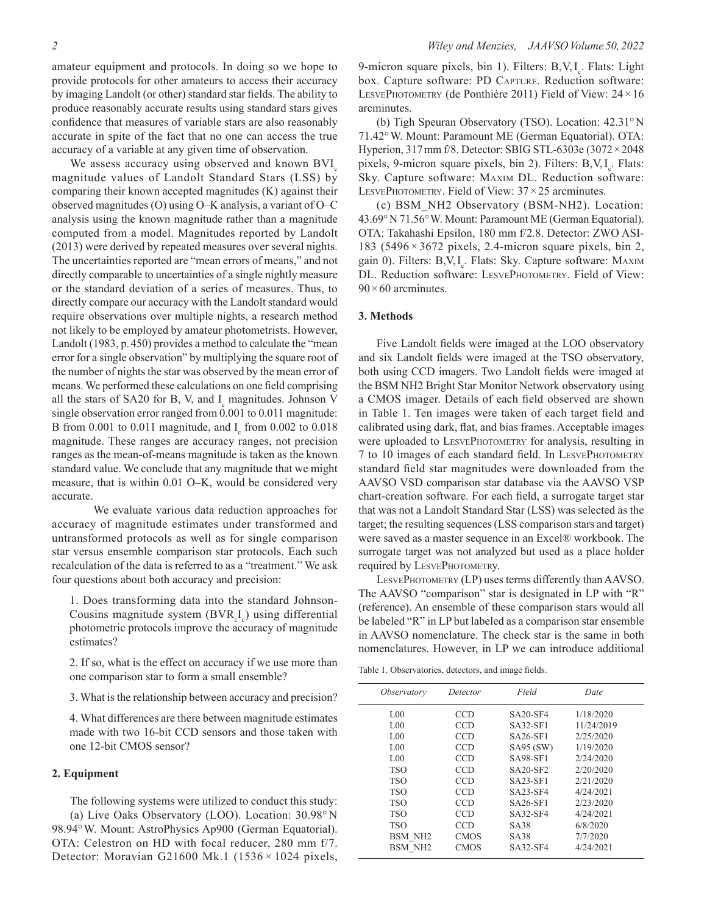amateur equipment and protocols. In doing so we hope to provide protocols for other amateurs to access their accuracy by imaging Landolt (or other) standard star fields. The ability to produce reasonably accurate results using standard stars gives confidence that measures of variable stars are also reasonably accurate in spite of the fact that no one can access the true accuracy of a variable at any given time of observation.

We assess accuracy using observed and known $BVI_c$ magnitude values of Landolt Standard Stars (LSS) by comparing their known accepted magnitudes (K) against their observed magnitudes (O) using O–K analysis, a variant of O–C analysis using the known magnitude rather than a magnitude computed from a model. Magnitudes reported by Landolt (2013) were derived by repeated measures over several nights. The uncertainties reported are "mean errors of means," and not directly comparable to uncertainties of a single nightly measure or the standard deviation of a series of measures. Thus, to directly compare our accuracy with the Landolt standard would require observations over multiple nights, a research method not likely to be employed by amateur photometrists. However, Landolt (1983, p. 450) provides a method to calculate the "mean error for a single observation" by multiplying the square root of the number of nights the star was observed by the mean error of means. We performed these calculations on one field comprising all the stars of SA20 for B, V, and $I_c$ magnitudes. Johnson V single observation error ranged from 0.001 to 0.011 magnitude: B from 0.001 to 0.011 magnitude, and $I_c$ from 0.002 to 0.018 magnitude. These ranges are accuracy ranges, not precision ranges as the mean-of-means magnitude is taken as the known standard value. We conclude that any magnitude that we might measure, that is within 0.01 O–K, would be considered very accurate.

We evaluate various data reduction approaches for accuracy of magnitude estimates under transformed and untransformed protocols as well as for single comparison star versus ensemble comparison star protocols. Each such recalculation of the data is referred to as a "treatment." We ask four questions about both accuracy and precision:

1. Does transforming data into the standard Johnson-Cousins magnitude system ($BVR_cI_c$) using differential photometric protocols improve the accuracy of magnitude estimates?

2. If so, what is the effect on accuracy if we use more than one comparison star to form a small ensemble?

3. What is the relationship between accuracy and precision?

4. What differences are there between magnitude estimates made with two 16-bit CCD sensors and those taken with one 12-bit CMOS sensor?

## 2. Equipment

The following systems were utilized to conduct this study:

(a) Live Oaks Observatory (LOO). Location: 30.98° N 98.94° W. Mount: AstroPhysics Ap900 (German Equatorial). OTA: Celestron on HD with focal reducer, 280 mm f/7. Detector: Moravian G21600 Mk.1 (1536 × 1024 pixels, 9-micron square pixels, bin 1). Filters: $B,V,I_c$. Flats: Light box. Capture software: PD Capture. Reduction software: LesvePhotometry (de Ponthière 2011) Field of View: 24 × 16 arcminutes.

(b) Tigh Speuran Observatory (TSO). Location: 42.31° N 71.42° W. Mount: Paramount ME (German Equatorial). OTA: Hyperion, 317 mm f/8. Detector: SBIG STL-6303e (3072 × 2048 pixels, 9-micron square pixels, bin 2). Filters: $B,V,I_c$. Flats: Sky. Capture software: Maxim DL. Reduction software: LesvePhotometry. Field of View: 37 × 25 arcminutes.

(c) BSM_NH2 Observatory (BSM-NH2). Location: 43.69° N 71.56° W. Mount: Paramount ME (German Equatorial). OTA: Takahashi Epsilon, 180 mm f/2.8. Detector: ZWO ASI-183 (5496 × 3672 pixels, 2.4-micron square pixels, bin 2, gain 0). Filters: $B,V,I_c$. Flats: Sky. Capture software: Maxim DL. Reduction software: LesvePhotometry. Field of View: 90 × 60 arcminutes.

## 3. Methods

Five Landolt fields were imaged at the LOO observatory and six Landolt fields were imaged at the TSO observatory, both using CCD imagers. Two Landolt fields were imaged at the BSM NH2 Bright Star Monitor Network observatory using a CMOS imager. Details of each field observed are shown in Table 1. Ten images were taken of each target field and calibrated using dark, flat, and bias frames. Acceptable images were uploaded to LesvePhotometry for analysis, resulting in 7 to 10 images of each standard field. In LesvePhotometry standard field star magnitudes were downloaded from the AAVSO VSD comparison star database via the AAVSO VSP chart-creation software. For each field, a surrogate target star that was not a Landolt Standard Star (LSS) was selected as the target; the resulting sequences (LSS comparison stars and target) were saved as a master sequence in an Excel® workbook. The surrogate target was not analyzed but used as a place holder required by LesvePhotometry.

LesvePhotometry (LP) uses terms differently than AAVSO. The AAVSO "comparison" star is designated in LP with "R" (reference). An ensemble of these comparison stars would all be labeled "R" in LP but labeled as a comparison star ensemble in AAVSO nomenclature. The check star is the same in both nomenclatures. However, in LP we can introduce additional

Table 1. Observatories, detectors, and image fields.

| *Observatory* | *Detector* | *Field* | *Date* |
|---|---|---|---|
| L00 | CCD | SA20-SF4 | 1/18/2020 |
| L00 | CCD | SA32-SF1 | 11/24/2019 |
| L00 | CCD | SA26-SF1 | 2/25/2020 |
| L00 | CCD | SA95 (SW) | 1/19/2020 |
| L00 | CCD | SA98-SF1 | 2/24/2020 |
| TSO | CCD | SA20-SF2 | 2/20/2020 |
| TSO | CCD | SA23-SF1 | 2/21/2020 |
| TSO | CCD | SA23-SF4 | 4/24/2021 |
| TSO | CCD | SA26-SF1 | 2/23/2020 |
| TSO | CCD | SA32-SF4 | 4/24/2021 |
| TSO | CCD | SA38 | 6/8/2020 |
| BSM_NH2 | CMOS | SA38 | 7/7/2020 |
| BSM_NH2 | CMOS | SA32-SF4 | 4/24/2021 |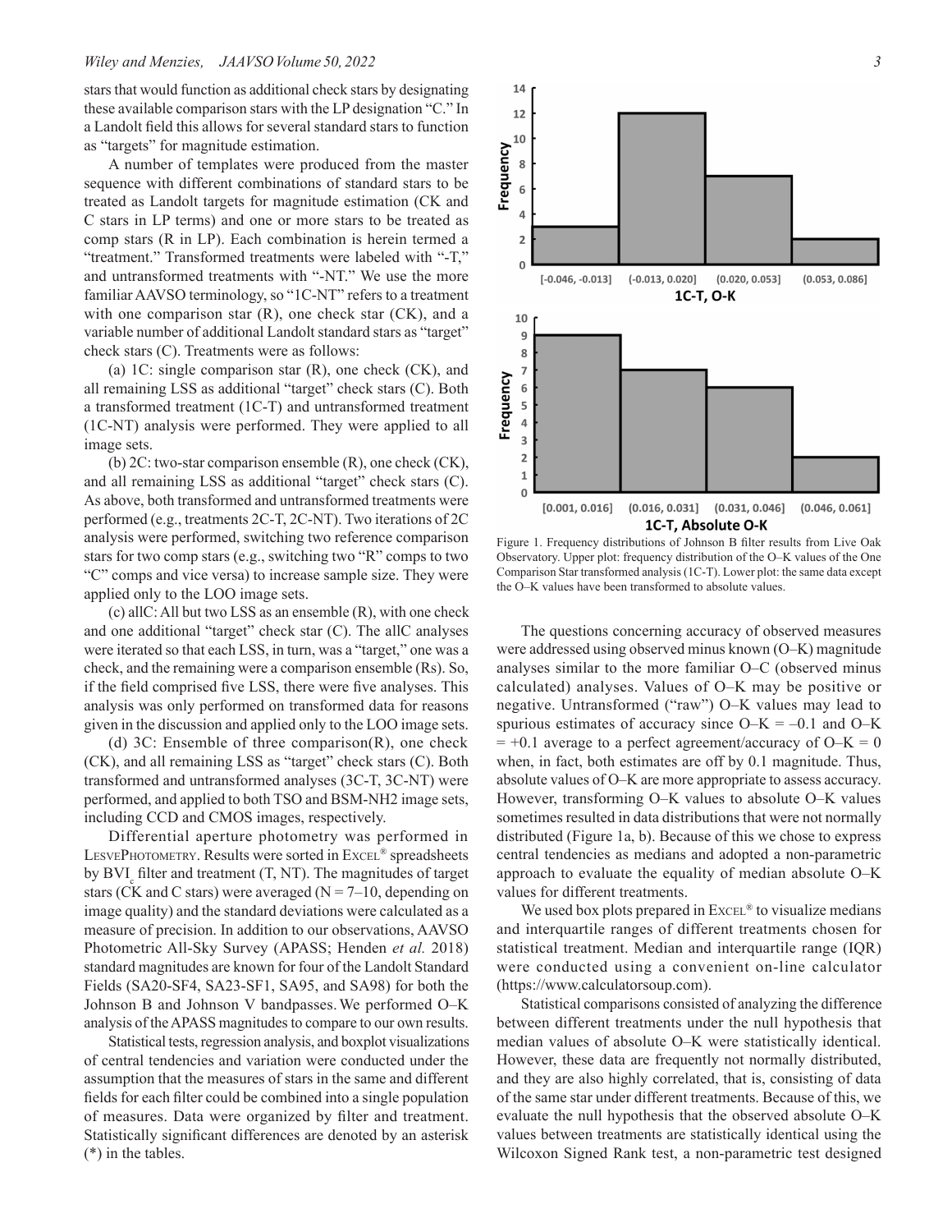stars that would function as additional check stars by designating these available comparison stars with the LP designation "C." In a Landolt field this allows for several standard stars to function as "targets" for magnitude estimation.

A number of templates were produced from the master sequence with different combinations of standard stars to be treated as Landolt targets for magnitude estimation (CK and C stars in LP terms) and one or more stars to be treated as comp stars (R in LP). Each combination is herein termed a "treatment." Transformed treatments were labeled with "-T," and untransformed treatments with "-NT." We use the more familiar AAVSO terminology, so "1C-NT" refers to a treatment with one comparison star (R), one check star (CK), and a variable number of additional Landolt standard stars as "target" check stars (C). Treatments were as follows:

(a) 1C: single comparison star (R), one check (CK), and all remaining LSS as additional "target" check stars (C). Both a transformed treatment (1C-T) and untransformed treatment (1C-NT) analysis were performed. They were applied to all image sets.

(b) 2C: two-star comparison ensemble (R), one check (CK), and all remaining LSS as additional "target" check stars (C). As above, both transformed and untransformed treatments were performed (e.g., treatments 2C-T, 2C-NT). Two iterations of 2C analysis were performed, switching two reference comparison stars for two comp stars (e.g., switching two "R" comps to two "C" comps and vice versa) to increase sample size. They were applied only to the LOO image sets.

(c) allC: All but two LSS as an ensemble (R), with one check and one additional "target" check star (C). The allC analyses were iterated so that each LSS, in turn, was a "target," one was a check, and the remaining were a comparison ensemble (Rs). So, if the field comprised five LSS, there were five analyses. This analysis was only performed on transformed data for reasons given in the discussion and applied only to the LOO image sets.

(d) 3C: Ensemble of three comparison(R), one check (CK), and all remaining LSS as "target" check stars (C). Both transformed and untransformed analyses (3C-T, 3C-NT) were performed, and applied to both TSO and BSM-NH2 image sets, including CCD and CMOS images, respectively.

Differential aperture photometry was performed in LesvePhotometry. Results were sorted in Excel® spreadsheets by $BVI_c$ filter and treatment (T, NT). The magnitudes of target stars (CK and C stars) were averaged (N = 7–10, depending on image quality) and the standard deviations were calculated as a measure of precision. In addition to our observations, AAVSO Photometric All-Sky Survey (APASS; Henden *et al.* 2018) standard magnitudes are known for four of the Landolt Standard Fields (SA20-SF4, SA23-SF1, SA95, and SA98) for both the Johnson B and Johnson V bandpasses. We performed O–K analysis of the APASS magnitudes to compare to our own results.

Statistical tests, regression analysis, and boxplot visualizations of central tendencies and variation were conducted under the assumption that the measures of stars in the same and different fields for each filter could be combined into a single population of measures. Data were organized by filter and treatment. Statistically significant differences are denoted by an asterisk (*) in the tables.

Figure 1. Frequency distributions of Johnson B filter results from Live Oak Observatory. Upper plot: frequency distribution of the O–K values of the One Comparison Star transformed analysis (1C-T). Lower plot: the same data except the O–K values have been transformed to absolute values.

The questions concerning accuracy of observed measures were addressed using observed minus known (O–K) magnitude analyses similar to the more familiar O–C (observed minus calculated) analyses. Values of O–K may be positive or negative. Untransformed ("raw") O–K values may lead to spurious estimates of accuracy since O–K = –0.1 and O–K = +0.1 average to a perfect agreement/accuracy of O–K = 0 when, in fact, both estimates are off by 0.1 magnitude. Thus, absolute values of O–K are more appropriate to assess accuracy. However, transforming O–K values to absolute O–K values sometimes resulted in data distributions that were not normally distributed (Figure 1a, b). Because of this we chose to express central tendencies as medians and adopted a non-parametric approach to evaluate the equality of median absolute O–K values for different treatments.

We used box plots prepared in Excel® to visualize medians and interquartile ranges of different treatments chosen for statistical treatment. Median and interquartile range (IQR) were conducted using a convenient on-line calculator (https://www.calculatorsoup.com).

Statistical comparisons consisted of analyzing the difference between different treatments under the null hypothesis that median values of absolute O–K were statistically identical. However, these data are frequently not normally distributed, and they are also highly correlated, that is, consisting of data of the same star under different treatments. Because of this, we evaluate the null hypothesis that the observed absolute O–K values between treatments are statistically identical using the Wilcoxon Signed Rank test, a non-parametric test designed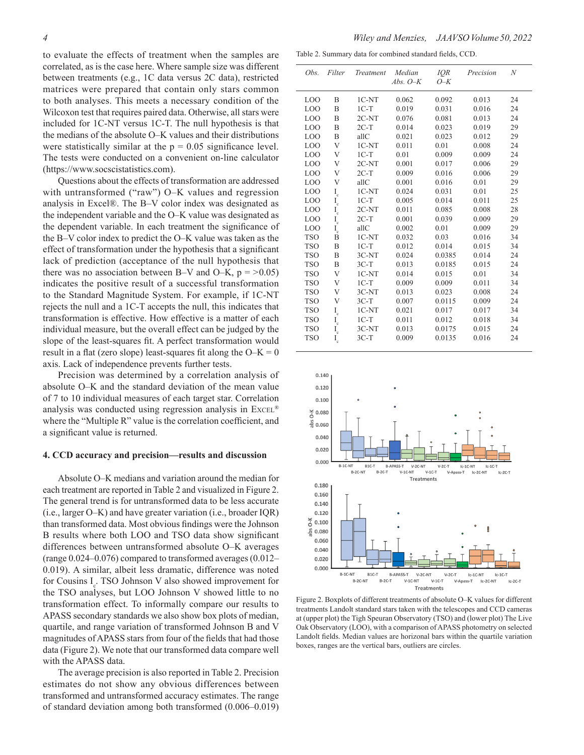to evaluate the effects of treatment when the samples are correlated, as is the case here. Where sample size was different between treatments (e.g., 1C data versus 2C data), restricted matrices were prepared that contain only stars common to both analyses. This meets a necessary condition of the Wilcoxon test that requires paired data. Otherwise, all stars were included for 1C-NT versus 1C-T. The null hypothesis is that the medians of the absolute O–K values and their distributions were statistically similar at the $p = 0.05$ significance level. The tests were conducted on a convenient on-line calculator (https://www.socscistatistics.com).

Questions about the effects of transformation are addressed with untransformed ("raw") O–K values and regression analysis in Excel®. The B–V color index was designated as the independent variable and the O–K value was designated as the dependent variable. In each treatment the significance of the B–V color index to predict the O–K value was taken as the effect of transformation under the hypothesis that a significant lack of prediction (acceptance of the null hypothesis that there was no association between B–V and O–K, $p = >0.05$) indicates the positive result of a successful transformation to the Standard Magnitude System. For example, if 1C-NT rejects the null and a 1C-T accepts the null, this indicates that transformation is effective. How effective is a matter of each individual measure, but the overall effect can be judged by the slope of the least-squares fit. A perfect transformation would result in a flat (zero slope) least-squares fit along the O–K = 0 axis. Lack of independence prevents further tests.

Precision was determined by a correlation analysis of absolute O–K and the standard deviation of the mean value of 7 to 10 individual measures of each target star. Correlation analysis was conducted using regression analysis in Excel® where the "Multiple R" value is the correlation coefficient, and a significant value is returned.

## 4. CCD accuracy and precision—results and discussion

Absolute O–K medians and variation around the median for each treatment are reported in Table 2 and visualized in Figure 2. The general trend is for untransformed data to be less accurate (i.e., larger O–K) and have greater variation (i.e., broader IQR) than transformed data. Most obvious findings were the Johnson B results where both LOO and TSO data show significant differences between untransformed absolute O–K averages (range 0.024–0.076) compared to transformed averages (0.012–0.019). A similar, albeit less dramatic, difference was noted for Cousins $I_c$. TSO Johnson V also showed improvement for the TSO analyses, but LOO Johnson V showed little to no transformation effect. To informally compare our results to APASS secondary standards we also show box plots of median, quartile, and range variation of transformed Johnson B and V magnitudes of APASS stars from four of the fields that had those data (Figure 2). We note that our transformed data compare well with the APASS data.

The average precision is also reported in Table 2. Precision estimates do not show any obvious differences between transformed and untransformed accuracy estimates. The range of standard deviation among both transformed (0.006–0.019)

Table 2. Summary data for combined standard fields, CCD.

| *Obs.* | *Filter* | *Treatment* | *Median Abs. O–K* | *IQR O–K* | *Precision* | *N* |
|---|---|---|---|---|---|---|
| LOO | B | 1C-NT | 0.062 | 0.092 | 0.013 | 24 |
| LOO | B | 1C-T | 0.019 | 0.031 | 0.016 | 24 |
| LOO | B | 2C-NT | 0.076 | 0.081 | 0.013 | 24 |
| LOO | B | 2C-T | 0.014 | 0.023 | 0.019 | 29 |
| LOO | B | allC | 0.021 | 0.023 | 0.012 | 29 |
| LOO | V | 1C-NT | 0.011 | 0.01 | 0.008 | 24 |
| LOO | V | 1C-T | 0.01 | 0.009 | 0.009 | 24 |
| LOO | V | 2C-NT | 0.001 | 0.017 | 0.006 | 29 |
| LOO | V | 2C-T | 0.009 | 0.016 | 0.006 | 29 |
| LOO | V | allC | 0.001 | 0.016 | 0.01 | 29 |
| LOO | $I_c$ | 1C-NT | 0.024 | 0.031 | 0.01 | 25 |
| LOO | $I_c$ | 1C-T | 0.005 | 0.014 | 0.011 | 25 |
| LOO | $I_c$ | 2C-NT | 0.011 | 0.085 | 0.008 | 28 |
| LOO | $I_c$ | 2C-T | 0.001 | 0.039 | 0.009 | 29 |
| LOO | $I_c$ | allC | 0.002 | 0.01 | 0.009 | 29 |
| TSO | B | 1C-NT | 0.032 | 0.03 | 0.016 | 34 |
| TSO | B | 1C-T | 0.012 | 0.014 | 0.015 | 34 |
| TSO | B | 3C-NT | 0.024 | 0.0385 | 0.014 | 24 |
| TSO | B | 3C-T | 0.013 | 0.0185 | 0.015 | 24 |
| TSO | V | 1C-NT | 0.014 | 0.015 | 0.01 | 34 |
| TSO | V | 1C-T | 0.009 | 0.009 | 0.011 | 34 |
| TSO | V | 3C-NT | 0.013 | 0.023 | 0.008 | 24 |
| TSO | V | 3C-T | 0.007 | 0.0115 | 0.009 | 24 |
| TSO | $I_c$ | 1C-NT | 0.021 | 0.017 | 0.017 | 34 |
| TSO | $I_c$ | 1C-T | 0.011 | 0.012 | 0.018 | 34 |
| TSO | $I_c$ | 3C-NT | 0.013 | 0.0175 | 0.015 | 24 |
| TSO | $I_c$ | 3C-T | 0.009 | 0.0135 | 0.016 | 24 |

Figure 2. Boxplots of different treatments of absolute O–K values for different treatments Landolt standard stars taken with the telescopes and CCD cameras at (upper plot) the Tigh Speuran Observatory (TSO) and (lower plot) The Live Oak Observatory (LOO), with a comparison of APASS photometry on selected Landolt fields. Median values are horizonal bars within the quartile variation boxes, ranges are the vertical bars, outliers are circles.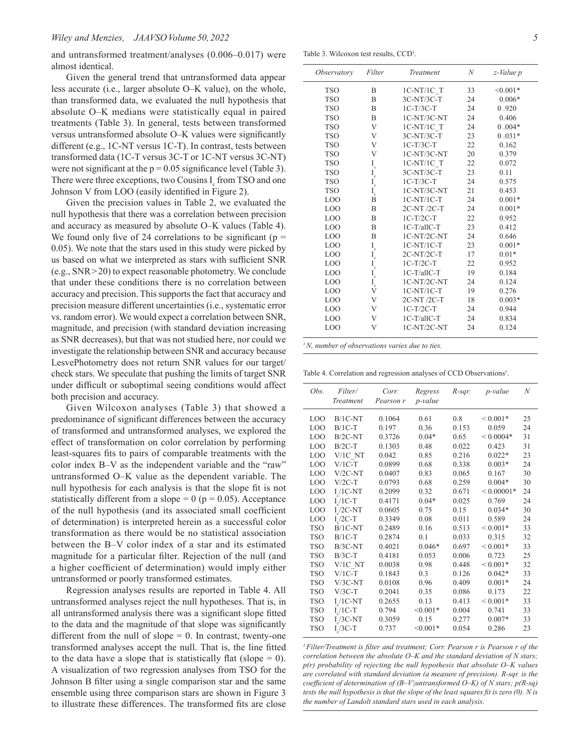and untransformed treatment/analyses (0.006–0.017) were almost identical.

Given the general trend that untransformed data appear less accurate (i.e., larger absolute O–K value), on the whole, than transformed data, we evaluated the null hypothesis that absolute O–K medians were statistically equal in paired treatments (Table 3). In general, tests between transformed versus untransformed absolute O–K values were significantly different (e.g., 1C-NT versus 1C-T). In contrast, tests between transformed data (1C-T versus 3C-T or 1C-NT versus 3C-NT) were not significant at the $p = 0.05$ significance level (Table 3). There were three exceptions, two Cousins $I_c$ from TSO and one Johnson V from LOO (easily identified in Figure 2).

Given the precision values in Table 2, we evaluated the null hypothesis that there was a correlation between precision and accuracy as measured by absolute O–K values (Table 4). We found only five of 24 correlations to be significant ($p = 0.05$). We note that the stars used in this study were picked by us based on what we interpreted as stars with sufficient SNR (e.g., SNR > 20) to expect reasonable photometry. We conclude that under these conditions there is no correlation between accuracy and precision. This supports the fact that accuracy and precision measure different uncertainties (i.e., systematic error vs. random error). We would expect a correlation between SNR, magnitude, and precision (with standard deviation increasing as SNR decreases), but that was not studied here, nor could we investigate the relationship between SNR and accuracy because LesvePhotometry does not return SNR values for our target/check stars. We speculate that pushing the limits of target SNR under difficult or suboptimal seeing conditions would affect both precision and accuracy.

Given Wilcoxon analyses (Table 3) that showed a predominance of significant differences between the accuracy of transformed and untransformed analyses, we explored the effect of transformation on color correlation by performing least-squares fits to pairs of comparable treatments with the color index B–V as the independent variable and the "raw" untransformed O–K value as the dependent variable. The null hypothesis for each analysis is that the slope fit is not statistically different from a slope = 0 ($p = 0.05$). Acceptance of the null hypothesis (and its associated small coefficient of determination) is interpreted herein as a successful color transformation as there would be no statistical association between the B–V color index of a star and its estimated magnitude for a particular filter. Rejection of the null (and a higher coefficient of determination) would imply either untransformed or poorly transformed estimates.

Regression analyses results are reported in Table 4. All untransformed analyses reject the null hypotheses. That is, in all untransformed analysis there was a significant slope fitted to the data and the magnitude of that slope was significantly different from the null of slope = 0. In contrast, twenty-one transformed analyses accept the null. That is, the line fitted to the data have a slope that is statistically flat (slope = 0). A visualization of two regression analyses from TSO for the Johnson B filter using a single comparison star and the same ensemble using three comparison stars are shown in Figure 3 to illustrate these differences. The transformed fits are close

Table 3. Wilcoxon test results, CCD[1].

| *Observatory* | *Filter* | *Treatment* | *N* | *z-Value p* |
|---|---|---|---|---|
| TSO | B | 1C-NT/1C_T | 33 | <0.001* |
| TSO | B | 3C-NT/3C-T | 24 | 0.006* |
| TSO | B | 1C-T/3C-T | 24 | 0 .920 |
| TSO | B | 1C-NT/3C-NT | 24 | 0.406 |
| TSO | V | 1C-NT/1C_T | 24 | 0 .004* |
| TSO | V | 3C-NT/3C-T | 23 | 0 .031* |
| TSO | V | 1C-T/3C-T | 22 | 0.162 |
| TSO | V | 1C-NT/3C-NT | 20 | 0.379 |
| TSO | $I_c$ | 1C-NT/1C_T | 22 | 0.072 |
| TSO | $I_c$ | 3C-NT/3C-T | 23 | 0.11 |
| TSO | $I_c$ | 1C-T/3C-T | 24 | 0.575 |
| TSO | $I_c$ | 1C-NT/3C-NT | 21 | 0.453 |
| LOO | B | 1C-NT/1C-T | 24 | 0.001* |
| LOO | B | 2C-NT /2C-T | 24 | 0.001* |
| LOO | B | 1C-T/2C-T | 22 | 0.952 |
| LOO | B | 1C-T/allC-T | 23 | 0.412 |
| LOO | B | 1C-NT/2C-NT | 24 | 0.646 |
| LOO | $I_c$ | 1C-NT/1C-T | 23 | 0.001* |
| LOO | $I_c$ | 2C-NT/2C-T | 17 | 0.01* |
| LOO | $I_c$ | 1C-T/2C-T | 22 | 0.952 |
| LOO | $I_c$ | 1C-T/allC-T | 19 | 0.184 |
| LOO | $I_c$ | 1C-NT/2C-NT | 24 | 0.124 |
| LOO | V | 1C-NT/1C-T | 19 | 0.276 |
| LOO | V | 2C-NT /2C-T | 18 | 0.003* |
| LOO | V | 1C-T/2C-T | 24 | 0.944 |
| LOO | V | 1C-T/allC-T | 24 | 0.834 |
| LOO | V | 1C-NT/2C-NT | 24 | 0.124 |

*[1] N, number of observations varies due to ties.*

Table 4. Correlation and regression analyses of CCD Observations[1].

| *Obs.* | *Filter/ Treatment* | *Corr. Pearson r* | *Regress p-value* | *R-sqr.* | *p-value* | *N* |
|---|---|---|---|---|---|---|
| LOO | B/1C-NT | 0.1064 | 0.61 | 0.8 | < 0.001* | 25 |
| LOO | B/1C-T | 0.197 | 0.36 | 0.153 | 0.059 | 24 |
| LOO | B/2C-NT | 0.3726 | 0.04* | 0.65 | < 0.0004* | 31 |
| LOO | B/2C-T | 0.1303 | 0.48 | 0.022 | 0.423 | 31 |
| LOO | V/1C_NT | 0.042 | 0.85 | 0.216 | 0.022* | 23 |
| LOO | V/1C-T | 0.0899 | 0.68 | 0.338 | 0.003* | 24 |
| LOO | V/2C-NT | 0.0407 | 0.83 | 0.065 | 0.167 | 30 |
| LOO | V/2C-T | 0.0793 | 0.68 | 0.259 | 0.004* | 30 |
| LOO | $I_c$/1C-NT | 0.2099 | 0.32 | 0.671 | < 0.00001* | 24 |
| LOO | $I_c$/1C-T | 0.4171 | 0.04* | 0.025 | 0.769 | 24 |
| LOO | $I_c$/2C-NT | 0.0605 | 0.75 | 0.15 | 0.034* | 30 |
| LOO | $I_c$/2C-T | 0.3349 | 0.08 | 0.011 | 0.589 | 24 |
| TSO | B/1C-NT | 0.2489 | 0.16 | 0.513 | < 0.001* | 33 |
| TSO | B/1C-T | 0.2874 | 0.1 | 0.033 | 0.315 | 32 |
| TSO | B/3C-NT | 0.4021 | 0.046* | 0.697 | < 0.001* | 33 |
| TSO | B/3C-T | 0.4181 | 0.053 | 0.006 | 0.723 | 25 |
| TSO | V/1C_NT | 0.0038 | 0.98 | 0.448 | < 0.001* | 32 |
| TSO | V/1C-T | 0.1843 | 0.3 | 0.126 | 0.042* | 33 |
| TSO | V/3C-NT | 0.0108 | 0.96 | 0.409 | 0.001* | 24 |
| TSO | V/3C-T | 0.2041 | 0.35 | 0.086 | 0.173 | 22 |
| TSO | $I_c$/1C-NT | 0.2655 | 0.13 | 0.413 | < 0.001* | 33 |
| TSO | $I_c$/1C-T | 0.794 | <0.001* | 0.004 | 0.741 | 33 |
| TSO | $I_c$/3C-NT | 0.3059 | 0.15 | 0.277 | 0.007* | 33 |
| TSO | $I_c$/3C-T | 0.737 | <0.001* | 0.054 | 0.286 | 23 |

*[1] Filter/Treatment is filter and treatment; Corr. Pearson r is Pearson r of the correlation between the absolute O–K and the standard deviation of N stars; p(r) probability of rejecting the null hypothesis that absolute O–K values are correlated with standard deviation (a measure of precision). R-sqr. is the coefficient of determination of (B–V|untransformed O–K) of N stars; p(R-sq) tests the null hypothesis is that the slope of the least squares fit is zero (0). N is the number of Landolt standard stars used in each analysis.*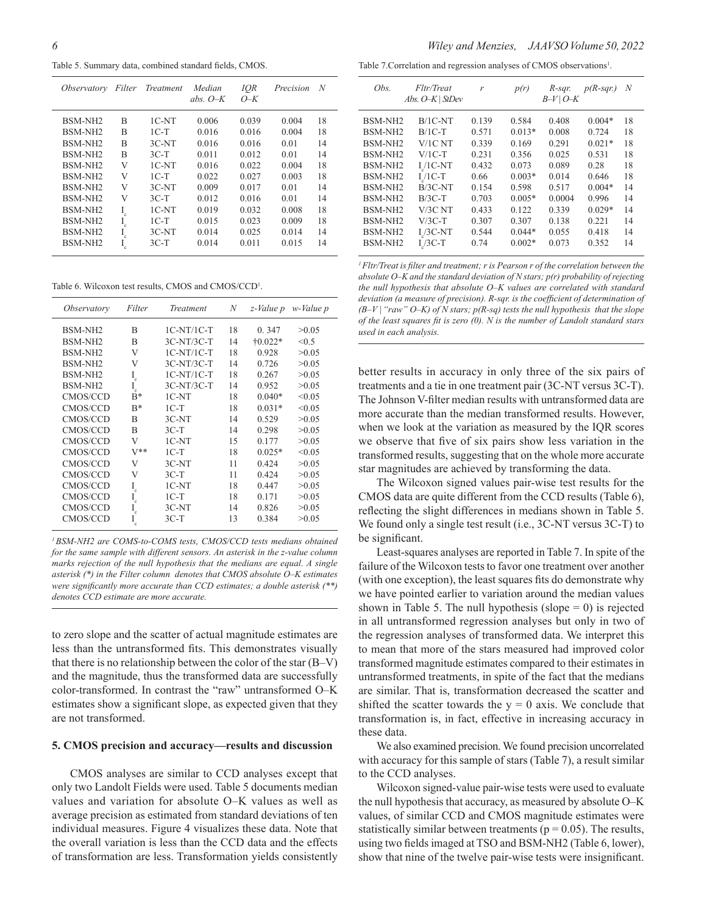Table 5. Summary data, combined standard fields, CMOS.

| *Observatory* | *Filter* | *Treatment* | *Median abs. O–K* | *IQR O–K* | *Precision* | *N* |
|---|---|---|---|---|---|---|
| BSM-NH2 | B | 1C-NT | 0.006 | 0.039 | 0.004 | 18 |
| BSM-NH2 | B | 1C-T | 0.016 | 0.016 | 0.004 | 18 |
| BSM-NH2 | B | 3C-NT | 0.016 | 0.016 | 0.01 | 14 |
| BSM-NH2 | B | 3C-T | 0.011 | 0.012 | 0.01 | 14 |
| BSM-NH2 | V | 1C-NT | 0.016 | 0.022 | 0.004 | 18 |
| BSM-NH2 | V | 1C-T | 0.022 | 0.027 | 0.003 | 18 |
| BSM-NH2 | V | 3C-NT | 0.009 | 0.017 | 0.01 | 14 |
| BSM-NH2 | V | 3C-T | 0.012 | 0.016 | 0.01 | 14 |
| BSM-NH2 | $I_c$ | 1C-NT | 0.019 | 0.032 | 0.008 | 18 |
| BSM-NH2 | $I_c$ | 1C-T | 0.015 | 0.023 | 0.009 | 18 |
| BSM-NH2 | $I_c$ | 3C-NT | 0.014 | 0.025 | 0.014 | 14 |
| BSM-NH2 | $I_c$ | 3C-T | 0.014 | 0.011 | 0.015 | 14 |

Table 6. Wilcoxon test results, CMOS and CMOS/CCD[1].

| *Observatory* | *Filter* | *Treatment* | *N* | *z-Value p* | *w-Value p* |
|---|---|---|---|---|---|
| BSM-NH2 | B | 1C-NT/1C-T | 18 | 0. 347 | >0.05 |
| BSM-NH2 | B | 3C-NT/3C-T | 14 | †0.022* | <0.5 |
| BSM-NH2 | V | 1C-NT/1C-T | 18 | 0.928 | >0.05 |
| BSM-NH2 | V | 3C-NT/3C-T | 14 | 0.726 | >0.05 |
| BSM-NH2 | $I_c$ | 1C-NT/1C-T | 18 | 0.267 | >0.05 |
| BSM-NH2 | $I_c$ | 3C-NT/3C-T | 14 | 0.952 | >0.05 |
| CMOS/CCD | B* | 1C-NT | 18 | 0.040* | <0.05 |
| CMOS/CCD | B* | 1C-T | 18 | 0.031* | <0.05 |
| CMOS/CCD | B | 3C-NT | 14 | 0.529 | >0.05 |
| CMOS/CCD | B | 3C-T | 14 | 0.298 | >0.05 |
| CMOS/CCD | V | 1C-NT | 15 | 0.177 | >0.05 |
| CMOS/CCD | V** | 1C-T | 18 | 0.025* | <0.05 |
| CMOS/CCD | V | 3C-NT | 11 | 0.424 | >0.05 |
| CMOS/CCD | V | 3C-T | 11 | 0.424 | >0.05 |
| CMOS/CCD | $I_c$ | 1C-NT | 18 | 0.447 | >0.05 |
| CMOS/CCD | $I_c$ | 1C-T | 18 | 0.171 | >0.05 |
| CMOS/CCD | $I_c$ | 3C-NT | 14 | 0.826 | >0.05 |
| CMOS/CCD | $I_c$ | 3C-T | 13 | 0.384 | >0.05 |

*[1] BSM-NH2 are COMS-to-COMS tests, CMOS/CCD tests medians obtained for the same sample with different sensors. An asterisk in the z-value column marks rejection of the null hypothesis that the medians are equal. A single asterisk (*) in the Filter column denotes that CMOS absolute O–K estimates were significantly more accurate than CCD estimates; a double asterisk (**) denotes CCD estimate are more accurate.*

to zero slope and the scatter of actual magnitude estimates are less than the untransformed fits. This demonstrates visually that there is no relationship between the color of the star (B–V) and the magnitude, thus the transformed data are successfully color-transformed. In contrast the "raw" untransformed O–K estimates show a significant slope, as expected given that they are not transformed.

## 5. CMOS precision and accuracy—results and discussion

CMOS analyses are similar to CCD analyses except that only two Landolt Fields were used. Table 5 documents median values and variation for absolute O–K values as well as average precision as estimated from standard deviations of ten individual measures. Figure 4 visualizes these data. Note that the overall variation is less than the CCD data and the effects of transformation are less. Transformation yields consistently better results in accuracy in only three of the six pairs of treatments and a tie in one treatment pair (3C-NT versus 3C-T). The Johnson V-filter median results with untransformed data are more accurate than the median transformed results. However, when we look at the variation as measured by the IQR scores we observe that five of six pairs show less variation in the transformed results, suggesting that on the whole more accurate star magnitudes are achieved by transforming the data.

Table 7.Correlation and regression analyses of CMOS observations[1].

| *Obs.* | *Fltr/Treat Abs. O–K \| StDev* | *r* | *p(r)* | *R-sqr. B–V \| O–K* | *p(R-sqr.)* | *N* |
|---|---|---|---|---|---|---|
| BSM-NH2 | B/1C-NT | 0.139 | 0.584 | 0.408 | 0.004* | 18 |
| BSM-NH2 | B/1C-T | 0.571 | 0.013* | 0.008 | 0.724 | 18 |
| BSM-NH2 | V/1C NT | 0.339 | 0.169 | 0.291 | 0.021* | 18 |
| BSM-NH2 | V/1C-T | 0.231 | 0.356 | 0.025 | 0.531 | 18 |
| BSM-NH2 | $I_c$/1C-NT | 0.432 | 0.073 | 0.089 | 0.28 | 18 |
| BSM-NH2 | $I_c$/1C-T | 0.66 | 0.003* | 0.014 | 0.646 | 18 |
| BSM-NH2 | B/3C-NT | 0.154 | 0.598 | 0.517 | 0.004* | 14 |
| BSM-NH2 | B/3C-T | 0.703 | 0.005* | 0.0004 | 0.996 | 14 |
| BSM-NH2 | V/3C NT | 0.433 | 0.122 | 0.339 | 0.029* | 14 |
| BSM-NH2 | V/3C-T | 0.307 | 0.307 | 0.138 | 0.221 | 14 |
| BSM-NH2 | $I_c$/3C-NT | 0.544 | 0.044* | 0.055 | 0.418 | 14 |
| BSM-NH2 | $I_c$/3C-T | 0.74 | 0.002* | 0.073 | 0.352 | 14 |

*[1] Fltr/Treat is filter and treatment; r is Pearson r of the correlation between the absolute O–K and the standard deviation of N stars; p(r) probability of rejecting the null hypothesis that absolute O–K values are correlated with standard deviation (a measure of precision). R-sqr. is the coefficient of determination of (B–V | "raw" O–K) of N stars; p(R-sq) tests the null hypothesis that the slope of the least squares fit is zero (0). N is the number of Landolt standard stars used in each analysis.*

The Wilcoxon signed values pair-wise test results for the CMOS data are quite different from the CCD results (Table 6), reflecting the slight differences in medians shown in Table 5. We found only a single test result (i.e., 3C-NT versus 3C-T) to be significant.

Least-squares analyses are reported in Table 7. In spite of the failure of the Wilcoxon tests to favor one treatment over another (with one exception), the least squares fits do demonstrate why we have pointed earlier to variation around the median values shown in Table 5. The null hypothesis (slope = 0) is rejected in all untransformed regression analyses but only in two of the regression analyses of transformed data. We interpret this to mean that more of the stars measured had improved color transformed magnitude estimates compared to their estimates in untransformed treatments, in spite of the fact that the medians are similar. That is, transformation decreased the scatter and shifted the scatter towards the y = 0 axis. We conclude that transformation is, in fact, effective in increasing accuracy in these data.

We also examined precision. We found precision uncorrelated with accuracy for this sample of stars (Table 7), a result similar to the CCD analyses.

Wilcoxon signed-value pair-wise tests were used to evaluate the null hypothesis that accuracy, as measured by absolute O–K values, of similar CCD and CMOS magnitude estimates were statistically similar between treatments ($p = 0.05$). The results, using two fields imaged at TSO and BSM-NH2 (Table 6, lower), show that nine of the twelve pair-wise tests were insignificant.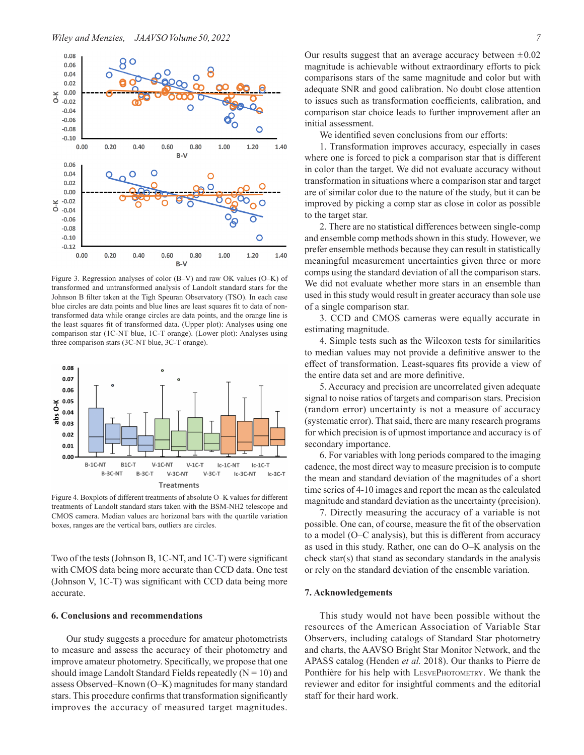Figure 3. Regression analyses of color (B–V) and raw OK values (O–K) of transformed and untransformed analysis of Landolt standard stars for the Johnson B filter taken at the Tigh Speuran Observatory (TSO). In each case blue circles are data points and blue lines are least squares fit to data of non-transformed data while orange circles are data points, and the orange line is the least squares fit of transformed data. (Upper plot): Analyses using one comparison star (1C-NT blue, 1C-T orange). (Lower plot): Analyses using three comparison stars (3C-NT blue, 3C-T orange).

Figure 4. Boxplots of different treatments of absolute O–K values for different treatments of Landolt standard stars taken with the BSM-NH2 telescope and CMOS camera. Median values are horizonal bars with the quartile variation boxes, ranges are the vertical bars, outliers are circles.

Two of the tests (Johnson B, 1C-NT, and 1C-T) were significant with CMOS data being more accurate than CCD data. One test (Johnson V, 1C-T) was significant with CCD data being more accurate.

## 6. Conclusions and recommendations

Our study suggests a procedure for amateur photometrists to measure and assess the accuracy of their photometry and improve amateur photometry. Specifically, we propose that one should image Landolt Standard Fields repeatedly (N = 10) and assess Observed–Known (O–K) magnitudes for many standard stars. This procedure confirms that transformation significantly improves the accuracy of measured target magnitudes. Our results suggest that an average accuracy between ±0.02 magnitude is achievable without extraordinary efforts to pick comparisons stars of the same magnitude and color but with adequate SNR and good calibration. No doubt close attention to issues such as transformation coefficients, calibration, and comparison star choice leads to further improvement after an initial assessment.

We identified seven conclusions from our efforts:

1. Transformation improves accuracy, especially in cases where one is forced to pick a comparison star that is different in color than the target. We did not evaluate accuracy without transformation in situations where a comparison star and target are of similar color due to the nature of the study, but it can be improved by picking a comp star as close in color as possible to the target star.

2. There are no statistical differences between single-comp and ensemble comp methods shown in this study. However, we prefer ensemble methods because they can result in statistically meaningful measurement uncertainties given three or more comps using the standard deviation of all the comparison stars. We did not evaluate whether more stars in an ensemble than used in this study would result in greater accuracy than sole use of a single comparison star.

3. CCD and CMOS cameras were equally accurate in estimating magnitude.

4. Simple tests such as the Wilcoxon tests for similarities to median values may not provide a definitive answer to the effect of transformation. Least-squares fits provide a view of the entire data set and are more definitive.

5. Accuracy and precision are uncorrelated given adequate signal to noise ratios of targets and comparison stars. Precision (random error) uncertainty is not a measure of accuracy (systematic error). That said, there are many research programs for which precision is of upmost importance and accuracy is of secondary importance.

6. For variables with long periods compared to the imaging cadence, the most direct way to measure precision is to compute the mean and standard deviation of the magnitudes of a short time series of 4-10 images and report the mean as the calculated magnitude and standard deviation as the uncertainty (precision).

7. Directly measuring the accuracy of a variable is not possible. One can, of course, measure the fit of the observation to a model (O–C analysis), but this is different from accuracy as used in this study. Rather, one can do O–K analysis on the check star(s) that stand as secondary standards in the analysis or rely on the standard deviation of the ensemble variation.

## 7. Acknowledgements

This study would not have been possible without the resources of the American Association of Variable Star Observers, including catalogs of Standard Star photometry and charts, the AAVSO Bright Star Monitor Network, and the APASS catalog (Henden *et al.* 2018). Our thanks to Pierre de Ponthière for his help with LesvePhotometry. We thank the reviewer and editor for insightful comments and the editorial staff for their hard work.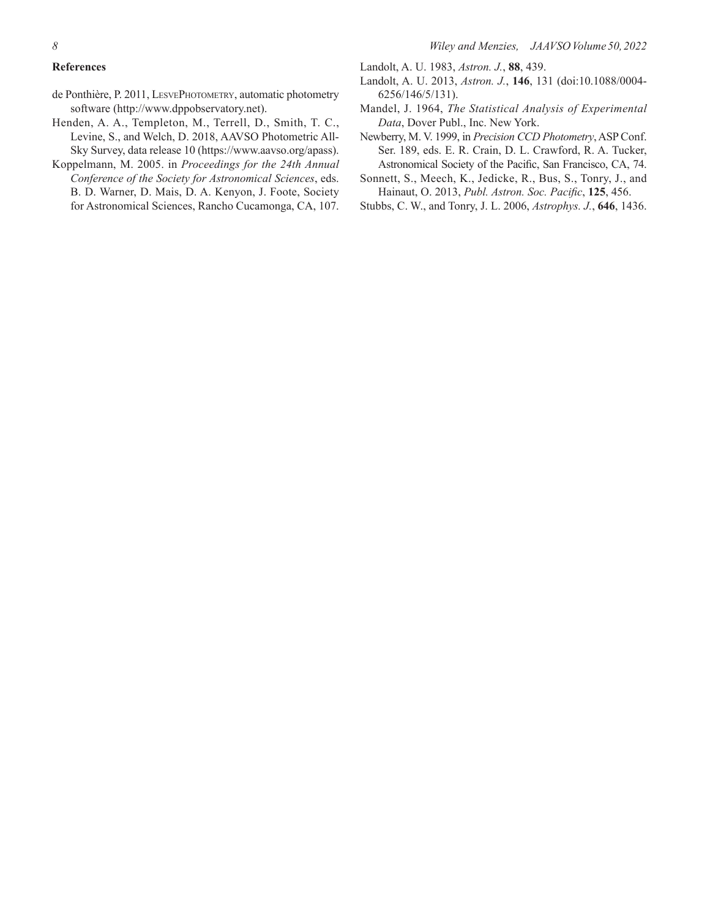## References

de Ponthière, P. 2011, LesvePhotometry, automatic photometry software (http://www.dppobservatory.net).

Henden, A. A., Templeton, M., Terrell, D., Smith, T. C., Levine, S., and Welch, D. 2018, AAVSO Photometric All-Sky Survey, data release 10 (https://www.aavso.org/apass).

Koppelmann, M. 2005. in *Proceedings for the 24th Annual Conference of the Society for Astronomical Sciences*, eds. B. D. Warner, D. Mais, D. A. Kenyon, J. Foote, Society for Astronomical Sciences, Rancho Cucamonga, CA, 107.

Landolt, A. U. 1983, *Astron. J.*, **88**, 439.

Landolt, A. U. 2013, *Astron. J.*, **146**, 131 (doi:10.1088/0004-6256/146/5/131).

Mandel, J. 1964, *The Statistical Analysis of Experimental Data*, Dover Publ., Inc. New York.

Newberry, M. V. 1999, in *Precision CCD Photometry*, ASP Conf. Ser. 189, eds. E. R. Crain, D. L. Crawford, R. A. Tucker, Astronomical Society of the Pacific, San Francisco, CA, 74.

Sonnett, S., Meech, K., Jedicke, R., Bus, S., Tonry, J., and Hainaut, O. 2013, *Publ. Astron. Soc. Pacific*, **125**, 456.

Stubbs, C. W., and Tonry, J. L. 2006, *Astrophys. J.*, **646**, 1436.